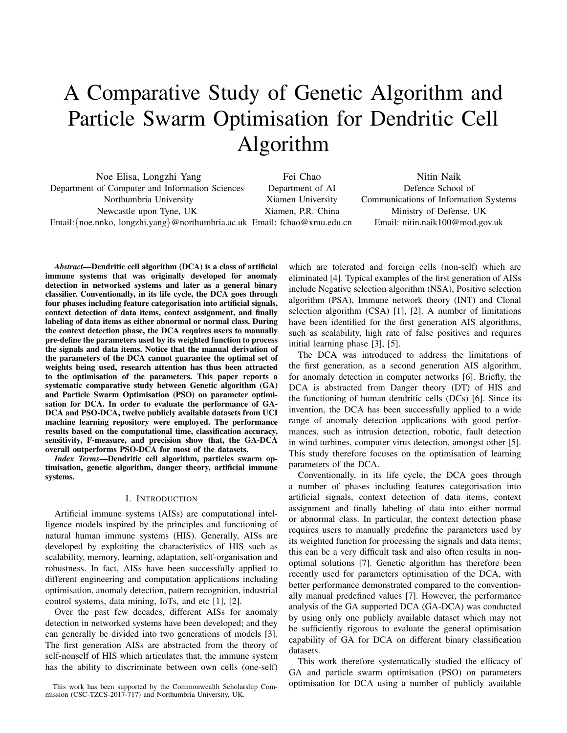# A Comparative Study of Genetic Algorithm and Particle Swarm Optimisation for Dendritic Cell Algorithm

Noe Elisa, Longzhi Yang
Department of Computer and Information Sciences
Northumbria University
Newcastle upon Tyne, UK
Email:{noe.nnko, longzhi.yang}@northumbria.ac.uk

Fei Chao
Department of AI
Xiamen University
Xiamen, P.R. China
Email: fchao@xmu.edu.cn

Nitin Naik
Defence School of
Communications of Information Systems
Ministry of Defense, UK
Email: nitin.naik100@mod.gov.uk

***Abstract*—Dendritic cell algorithm (DCA) is a class of artificial immune systems that was originally developed for anomaly detection in networked systems and later as a general binary classifier. Conventionally, in its life cycle, the DCA goes through four phases including feature categorisation into artificial signals, context detection of data items, context assignment, and finally labeling of data items as either abnormal or normal class. During the context detection phase, the DCA requires users to manually pre-define the parameters used by its weighted function to process the signals and data items. Notice that the manual derivation of the parameters of the DCA cannot guarantee the optimal set of weights being used, research attention has thus been attracted to the optimisation of the parameters. This paper reports a systematic comparative study between Genetic algorithm (GA) and Particle Swarm Optimisation (PSO) on parameter optimisation for DCA. In order to evaluate the performance of GA-DCA and PSO-DCA, twelve publicly available datasets from UCI machine learning repository were employed. The performance results based on the computational time, classification accuracy, sensitivity, F-measure, and precision show that, the GA-DCA overall outperforms PSO-DCA for most of the datasets.**

***Index Terms*—Dendritic cell algorithm, particles swarm optimisation, genetic algorithm, danger theory, artificial immune systems.**

## I. Introduction

Artificial immune systems (AISs) are computational intelligence models inspired by the principles and functioning of natural human immune systems (HIS). Generally, AISs are developed by exploiting the characteristics of HIS such as scalability, memory, learning, adaptation, self-organisation and robustness. In fact, AISs have been successfully applied to different engineering and computation applications including optimisation, anomaly detection, pattern recognition, industrial control systems, data mining, IoTs, and etc [1], [2].

Over the past few decades, different AISs for anomaly detection in networked systems have been developed; and they can generally be divided into two generations of models [3]. The first generation AISs are abstracted from the theory of self-nonself of HIS which articulates that, the immune system has the ability to discriminate between own cells (one-self) which are tolerated and foreign cells (non-self) which are eliminated [4]. Typical examples of the first generation of AISs include Negative selection algorithm (NSA), Positive selection algorithm (PSA), Immune network theory (INT) and Clonal selection algorithm (CSA) [1], [2]. A number of limitations have been identified for the first generation AIS algorithms, such as scalability, high rate of false positives and requires initial learning phase [3], [5].

The DCA was introduced to address the limitations of the first generation, as a second generation AIS algorithm, for anomaly detection in computer networks [6]. Briefly, the DCA is abstracted from Danger theory (DT) of HIS and the functioning of human dendritic cells (DCs) [6]. Since its invention, the DCA has been successfully applied to a wide range of anomaly detection applications with good performances, such as intrusion detection, robotic, fault detection in wind turbines, computer virus detection, amongst other [5]. This study therefore focuses on the optimisation of learning parameters of the DCA.

Conventionally, in its life cycle, the DCA goes through a number of phases including features categorisation into artificial signals, context detection of data items, context assignment and finally labeling of data into either normal or abnormal class. In particular, the context detection phase requires users to manually predefine the parameters used by its weighted function for processing the signals and data items; this can be a very difficult task and also often results in non-optimal solutions [7]. Genetic algorithm has therefore been recently used for parameters optimisation of the DCA, with better performance demonstrated compared to the conventionally manual predefined values [7]. However, the performance analysis of the GA supported DCA (GA-DCA) was conducted by using only one publicly available dataset which may not be sufficiently rigorous to evaluate the general optimisation capability of GA for DCA on different binary classification datasets.

This work therefore systematically studied the efficacy of GA and particle swarm optimisation (PSO) on parameters optimisation for DCA using a number of publicly available

This work has been supported by the Commonwealth Scholarship Commission (CSC-TZCS-2017-717) and Northumbria University, UK.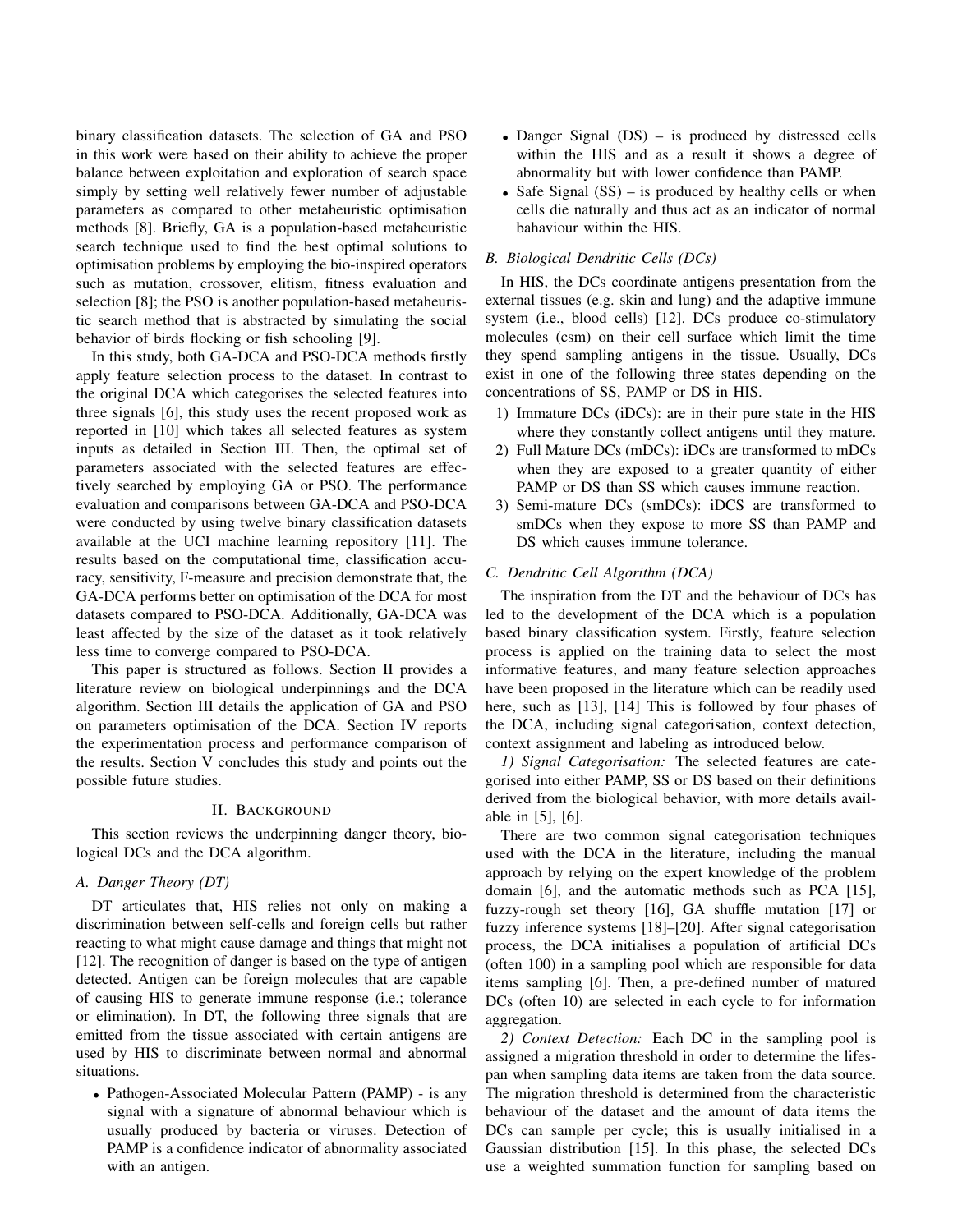binary classification datasets. The selection of GA and PSO in this work were based on their ability to achieve the proper balance between exploitation and exploration of search space simply by setting well relatively fewer number of adjustable parameters as compared to other metaheuristic optimisation methods [8]. Briefly, GA is a population-based metaheuristic search technique used to find the best optimal solutions to optimisation problems by employing the bio-inspired operators such as mutation, crossover, elitism, fitness evaluation and selection [8]; the PSO is another population-based metaheuristic search method that is abstracted by simulating the social behavior of birds flocking or fish schooling [9].

In this study, both GA-DCA and PSO-DCA methods firstly apply feature selection process to the dataset. In contrast to the original DCA which categorises the selected features into three signals [6], this study uses the recent proposed work as reported in [10] which takes all selected features as system inputs as detailed in Section III. Then, the optimal set of parameters associated with the selected features are effectively searched by employing GA or PSO. The performance evaluation and comparisons between GA-DCA and PSO-DCA were conducted by using twelve binary classification datasets available at the UCI machine learning repository [11]. The results based on the computational time, classification accuracy, sensitivity, F-measure and precision demonstrate that, the GA-DCA performs better on optimisation of the DCA for most datasets compared to PSO-DCA. Additionally, GA-DCA was least affected by the size of the dataset as it took relatively less time to converge compared to PSO-DCA.

This paper is structured as follows. Section II provides a literature review on biological underpinnings and the DCA algorithm. Section III details the application of GA and PSO on parameters optimisation of the DCA. Section IV reports the experimentation process and performance comparison of the results. Section V concludes this study and points out the possible future studies.

## II. Background

This section reviews the underpinning danger theory, biological DCs and the DCA algorithm.

### A. Danger Theory (DT)

DT articulates that, HIS relies not only on making a discrimination between self-cells and foreign cells but rather reacting to what might cause damage and things that might not [12]. The recognition of danger is based on the type of antigen detected. Antigen can be foreign molecules that are capable of causing HIS to generate immune response (i.e.; tolerance or elimination). In DT, the following three signals that are emitted from the tissue associated with certain antigens are used by HIS to discriminate between normal and abnormal situations.

- Pathogen-Associated Molecular Pattern (PAMP) - is any signal with a signature of abnormal behaviour which is usually produced by bacteria or viruses. Detection of PAMP is a confidence indicator of abnormality associated with an antigen.
- Danger Signal (DS) – is produced by distressed cells within the HIS and as a result it shows a degree of abnormality but with lower confidence than PAMP.
- Safe Signal (SS) – is produced by healthy cells or when cells die naturally and thus act as an indicator of normal bahaviour within the HIS.

### B. Biological Dendritic Cells (DCs)

In HIS, the DCs coordinate antigens presentation from the external tissues (e.g. skin and lung) and the adaptive immune system (i.e., blood cells) [12]. DCs produce co-stimulatory molecules (csm) on their cell surface which limit the time they spend sampling antigens in the tissue. Usually, DCs exist in one of the following three states depending on the concentrations of SS, PAMP or DS in HIS.

1) Immature DCs (iDCs): are in their pure state in the HIS where they constantly collect antigens until they mature.
2) Full Mature DCs (mDCs): iDCs are transformed to mDCs when they are exposed to a greater quantity of either PAMP or DS than SS which causes immune reaction.
3) Semi-mature DCs (smDCs): iDCS are transformed to smDCs when they expose to more SS than PAMP and DS which causes immune tolerance.

### C. Dendritic Cell Algorithm (DCA)

The inspiration from the DT and the behaviour of DCs has led to the development of the DCA which is a population based binary classification system. Firstly, feature selection process is applied on the training data to select the most informative features, and many feature selection approaches have been proposed in the literature which can be readily used here, such as [13], [14] This is followed by four phases of the DCA, including signal categorisation, context detection, context assignment and labeling as introduced below.

*1) Signal Categorisation:* The selected features are categorised into either PAMP, SS or DS based on their definitions derived from the biological behavior, with more details available in [5], [6].

There are two common signal categorisation techniques used with the DCA in the literature, including the manual approach by relying on the expert knowledge of the problem domain [6], and the automatic methods such as PCA [15], fuzzy-rough set theory [16], GA shuffle mutation [17] or fuzzy inference systems [18]–[20]. After signal categorisation process, the DCA initialises a population of artificial DCs (often 100) in a sampling pool which are responsible for data items sampling [6]. Then, a pre-defined number of matured DCs (often 10) are selected in each cycle to for information aggregation.

*2) Context Detection:* Each DC in the sampling pool is assigned a migration threshold in order to determine the lifespan when sampling data items are taken from the data source. The migration threshold is determined from the characteristic behaviour of the dataset and the amount of data items the DCs can sample per cycle; this is usually initialised in a Gaussian distribution [15]. In this phase, the selected DCs use a weighted summation function for sampling based on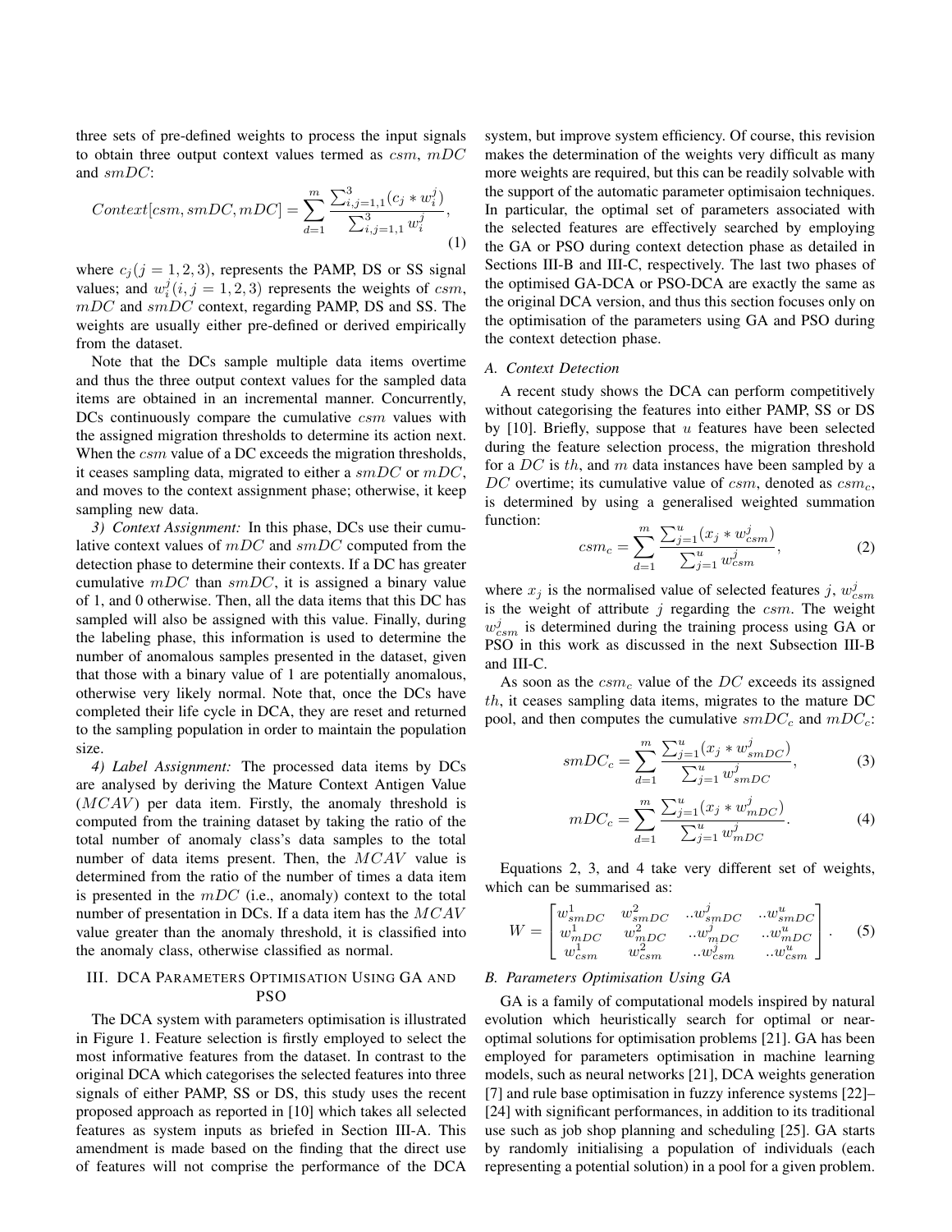three sets of pre-defined weights to process the input signals to obtain three output context values termed as $csm$, $mDC$ and $smDC$:

$$Context[csm, smDC, mDC] = \sum_{d=1}^{m} \frac{\sum_{i,j=1,1}^{3}(c_j * w_i^j)}{\sum_{i,j=1,1}^{3} w_i^j}, \tag{1}$$

where $c_j (j = 1, 2, 3)$, represents the PAMP, DS or SS signal values; and $w_i^j (i, j = 1, 2, 3)$ represents the weights of $csm$, $mDC$ and $smDC$ context, regarding PAMP, DS and SS. The weights are usually either pre-defined or derived empirically from the dataset.

Note that the DCs sample multiple data items overtime and thus the three output context values for the sampled data items are obtained in an incremental manner. Concurrently, DCs continuously compare the cumulative $csm$ values with the assigned migration thresholds to determine its action next. When the $csm$ value of a DC exceeds the migration thresholds, it ceases sampling data, migrated to either a $smDC$ or $mDC$, and moves to the context assignment phase; otherwise, it keep sampling new data.

*3) Context Assignment:* In this phase, DCs use their cumulative context values of $mDC$ and $smDC$ computed from the detection phase to determine their contexts. If a DC has greater cumulative $mDC$ than $smDC$, it is assigned a binary value of 1, and 0 otherwise. Then, all the data items that this DC has sampled will also be assigned with this value. Finally, during the labeling phase, this information is used to determine the number of anomalous samples presented in the dataset, given that those with a binary value of 1 are potentially anomalous, otherwise very likely normal. Note that, once the DCs have completed their life cycle in DCA, they are reset and returned to the sampling population in order to maintain the population size.

*4) Label Assignment:* The processed data items by DCs are analysed by deriving the Mature Context Antigen Value ($MCAV$) per data item. Firstly, the anomaly threshold is computed from the training dataset by taking the ratio of the total number of anomaly class's data samples to the total number of data items present. Then, the $MCAV$ value is determined from the ratio of the number of times a data item is presented in the $mDC$ (i.e., anomaly) context to the total number of presentation in DCs. If a data item has the $MCAV$ value greater than the anomaly threshold, it is classified into the anomaly class, otherwise classified as normal.

## III. DCA Parameters Optimisation Using GA and PSO

The DCA system with parameters optimisation is illustrated in Figure 1. Feature selection is firstly employed to select the most informative features from the dataset. In contrast to the original DCA which categorises the selected features into three signals of either PAMP, SS or DS, this study uses the recent proposed approach as reported in [10] which takes all selected features as system inputs as briefed in Section III-A. This amendment is made based on the finding that the direct use of features will not comprise the performance of the DCA system, but improve system efficiency. Of course, this revision makes the determination of the weights very difficult as many more weights are required, but this can be readily solvable with the support of the automatic parameter optimisaion techniques. In particular, the optimal set of parameters associated with the selected features are effectively searched by employing the GA or PSO during context detection phase as detailed in Sections III-B and III-C, respectively. The last two phases of the optimised GA-DCA or PSO-DCA are exactly the same as the original DCA version, and thus this section focuses only on the optimisation of the parameters using GA and PSO during the context detection phase.

### A. Context Detection

A recent study shows the DCA can perform competitively without categorising the features into either PAMP, SS or DS by [10]. Briefly, suppose that $u$ features have been selected during the feature selection process, the migration threshold for a $DC$ is $th$, and $m$ data instances have been sampled by a $DC$ overtime; its cumulative value of $csm$, denoted as $csm_c$, is determined by using a generalised weighted summation function:

$$csm_c = \sum_{d=1}^{m} \frac{\sum_{j=1}^{u}(x_j * w_{csm}^j)}{\sum_{j=1}^{u} w_{csm}^j}, \tag{2}$$

where $x_j$ is the normalised value of selected features $j$, $w_{csm}^j$ is the weight of attribute $j$ regarding the $csm$. The weight $w_{csm}^j$ is determined during the training process using GA or PSO in this work as discussed in the next Subsection III-B and III-C.

As soon as the $csm_c$ value of the $DC$ exceeds its assigned $th$, it ceases sampling data items, migrates to the mature DC pool, and then computes the cumulative $smDC_c$ and $mDC_c$:

$$smDC_c = \sum_{d=1}^{m} \frac{\sum_{j=1}^{u}(x_j * w_{smDC}^j)}{\sum_{j=1}^{u} w_{smDC}^j}, \tag{3}$$

$$mDC_c = \sum_{d=1}^{m} \frac{\sum_{j=1}^{u}(x_j * w_{mDC}^j)}{\sum_{j=1}^{u} w_{mDC}^j}. \tag{4}$$

Equations 2, 3, and 4 take very different set of weights, which can be summarised as:

$$W = \begin{bmatrix} w_{smDC}^1 & w_{smDC}^2 & ..w_{smDC}^j & ..w_{smDC}^u \\ w_{mDC}^1 & w_{mDC}^2 & ..w_{mDC}^j & ..w_{mDC}^u \\ w_{csm}^1 & w_{csm}^2 & ..w_{csm}^j & ..w_{csm}^u \end{bmatrix}. \tag{5}$$

### B. Parameters Optimisation Using GA

GA is a family of computational models inspired by natural evolution which heuristically search for optimal or near-optimal solutions for optimisation problems [21]. GA has been employed for parameters optimisation in machine learning models, such as neural networks [21], DCA weights generation [7] and rule base optimisation in fuzzy inference systems [22]–[24] with significant performances, in addition to its traditional use such as job shop planning and scheduling [25]. GA starts by randomly initialising a population of individuals (each representing a potential solution) in a pool for a given problem.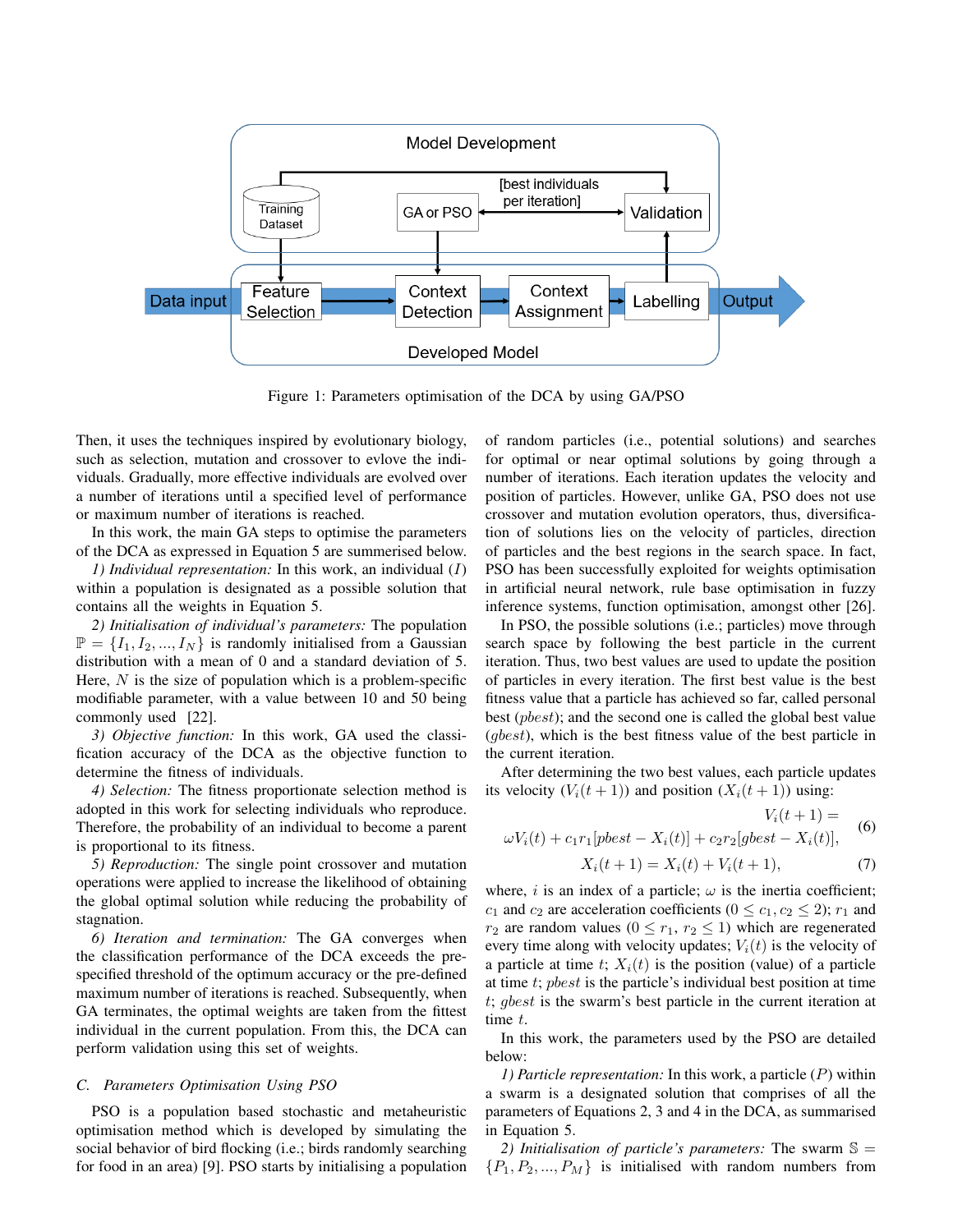Model Development

Training Dataset

GA or PSO

[best individuals per iteration]

Validation

Data input

Feature Selection

Context Detection

Context Assignment

Labelling

Output

Developed Model

Figure 1: Parameters optimisation of the DCA by using GA/PSO

Then, it uses the techniques inspired by evolutionary biology, such as selection, mutation and crossover to evlove the individuals. Gradually, more effective individuals are evolved over a number of iterations until a specified level of performance or maximum number of iterations is reached.

In this work, the main GA steps to optimise the parameters of the DCA as expressed in Equation 5 are summerised below.

*1) Individual representation:* In this work, an individual ($I$) within a population is designated as a possible solution that contains all the weights in Equation 5.

*2) Initialisation of individual's parameters:* The population $\mathbb{P} = \{I_1, I_2, ..., I_N\}$ is randomly initialised from a Gaussian distribution with a mean of 0 and a standard deviation of 5. Here, $N$ is the size of population which is a problem-specific modifiable parameter, with a value between 10 and 50 being commonly used [22].

*3) Objective function:* In this work, GA used the classification accuracy of the DCA as the objective function to determine the fitness of individuals.

*4) Selection:* The fitness proportionate selection method is adopted in this work for selecting individuals who reproduce. Therefore, the probability of an individual to become a parent is proportional to its fitness.

*5) Reproduction:* The single point crossover and mutation operations were applied to increase the likelihood of obtaining the global optimal solution while reducing the probability of stagnation.

*6) Iteration and termination:* The GA converges when the classification performance of the DCA exceeds the pre-specified threshold of the optimum accuracy or the pre-defined maximum number of iterations is reached. Subsequently, when GA terminates, the optimal weights are taken from the fittest individual in the current population. From this, the DCA can perform validation using this set of weights.

### C. Parameters Optimisation Using PSO

PSO is a population based stochastic and metaheuristic optimisation method which is developed by simulating the social behavior of bird flocking (i.e.; birds randomly searching for food in an area) [9]. PSO starts by initialising a population of random particles (i.e., potential solutions) and searches for optimal or near optimal solutions by going through a number of iterations. Each iteration updates the velocity and position of particles. However, unlike GA, PSO does not use crossover and mutation evolution operators, thus, diversification of solutions lies on the velocity of particles, direction of particles and the best regions in the search space. In fact, PSO has been successfully exploited for weights optimisation in artificial neural network, rule base optimisation in fuzzy inference systems, function optimisation, amongst other [26].

In PSO, the possible solutions (i.e.; particles) move through search space by following the best particle in the current iteration. Thus, two best values are used to update the position of particles in every iteration. The first best value is the best fitness value that a particle has achieved so far, called personal best ($pbest$); and the second one is called the global best value ($gbest$), which is the best fitness value of the best particle in the current iteration.

After determining the two best values, each particle updates its velocity ($V_i(t+1)$) and position ($X_i(t+1)$) using:

$$V_i(t+1) = \omega V_i(t) + c_1 r_1[pbest - X_i(t)] + c_2 r_2[gbest - X_i(t)], \quad (6)$$

$$X_i(t+1) = X_i(t) + V_i(t+1), \quad (7)$$

where, $i$ is an index of a particle; $\omega$ is the inertia coefficient; $c_1$ and $c_2$ are acceleration coefficients ($0 \leq c_1, c_2 \leq 2$); $r_1$ and $r_2$ are random values ($0 \leq r_1, r_2 \leq 1$) which are regenerated every time along with velocity updates; $V_i(t)$ is the velocity of a particle at time $t$; $X_i(t)$ is the position (value) of a particle at time $t$; $pbest$ is the particle's individual best position at time $t$; $gbest$ is the swarm's best particle in the current iteration at time $t$.

In this work, the parameters used by the PSO are detailed below:

*1) Particle representation:* In this work, a particle ($P$) within a swarm is a designated solution that comprises of all the parameters of Equations 2, 3 and 4 in the DCA, as summarised in Equation 5.

*2) Initialisation of particle's parameters:* The swarm $\mathbb{S} = \{P_1, P_2, ..., P_M\}$ is initialised with random numbers from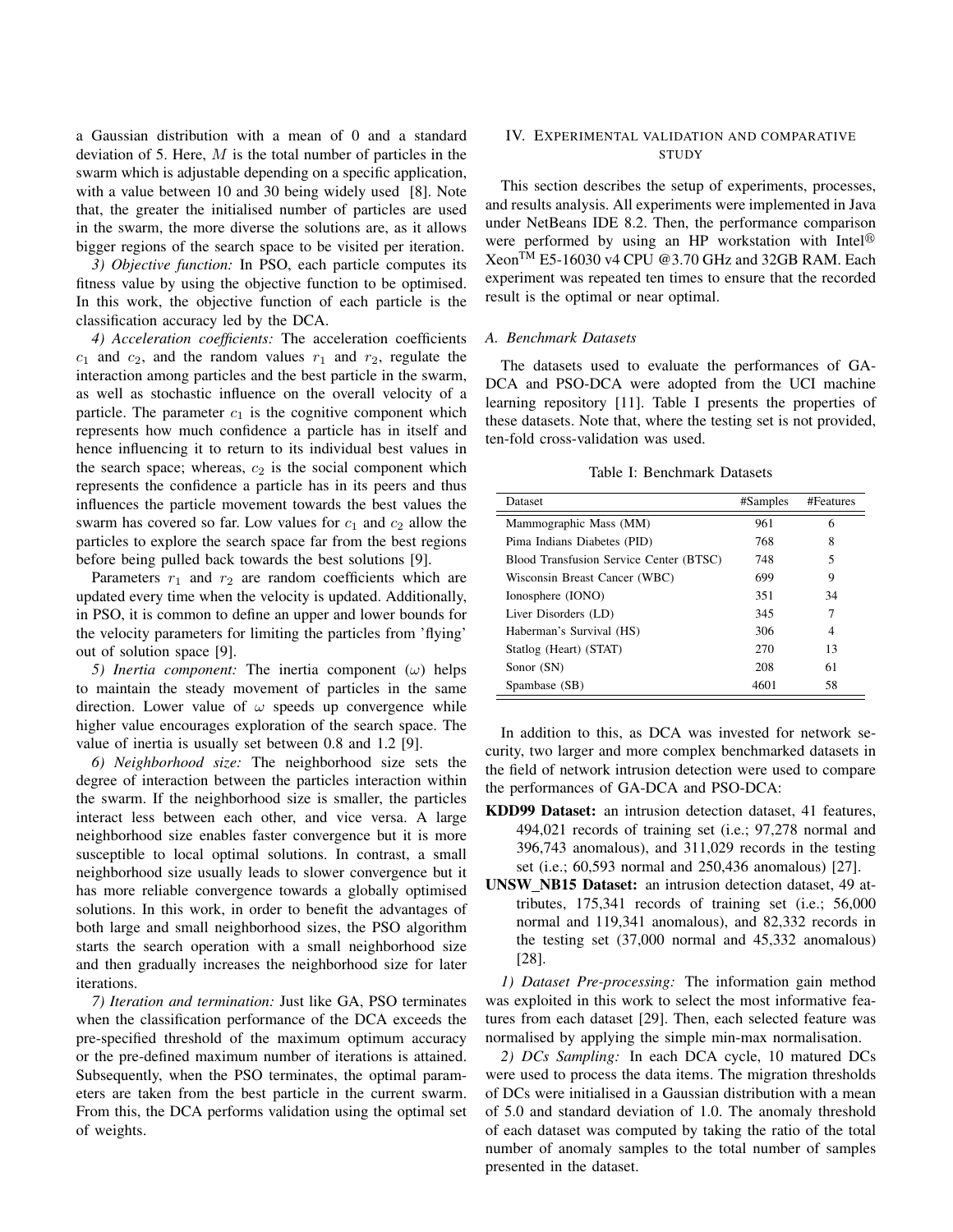a Gaussian distribution with a mean of 0 and a standard deviation of 5. Here, $M$ is the total number of particles in the swarm which is adjustable depending on a specific application, with a value between 10 and 30 being widely used [8]. Note that, the greater the initialised number of particles are used in the swarm, the more diverse the solutions are, as it allows bigger regions of the search space to be visited per iteration.

*3) Objective function:* In PSO, each particle computes its fitness value by using the objective function to be optimised. In this work, the objective function of each particle is the classification accuracy led by the DCA.

*4) Acceleration coefficients:* The acceleration coefficients $c_1$ and $c_2$, and the random values $r_1$ and $r_2$, regulate the interaction among particles and the best particle in the swarm, as well as stochastic influence on the overall velocity of a particle. The parameter $c_1$ is the cognitive component which represents how much confidence a particle has in itself and hence influencing it to return to its individual best values in the search space; whereas, $c_2$ is the social component which represents the confidence a particle has in its peers and thus influences the particle movement towards the best values the swarm has covered so far. Low values for $c_1$ and $c_2$ allow the particles to explore the search space far from the best regions before being pulled back towards the best solutions [9].

Parameters $r_1$ and $r_2$ are random coefficients which are updated every time when the velocity is updated. Additionally, in PSO, it is common to define an upper and lower bounds for the velocity parameters for limiting the particles from 'flying' out of solution space [9].

*5) Inertia component:* The inertia component ($\omega$) helps to maintain the steady movement of particles in the same direction. Lower value of $\omega$ speeds up convergence while higher value encourages exploration of the search space. The value of inertia is usually set between 0.8 and 1.2 [9].

*6) Neighborhood size:* The neighborhood size sets the degree of interaction between the particles interaction within the swarm. If the neighborhood size is smaller, the particles interact less between each other, and vice versa. A large neighborhood size enables faster convergence but it is more susceptible to local optimal solutions. In contrast, a small neighborhood size usually leads to slower convergence but it has more reliable convergence towards a globally optimised solutions. In this work, in order to benefit the advantages of both large and small neighborhood sizes, the PSO algorithm starts the search operation with a small neighborhood size and then gradually increases the neighborhood size for later iterations.

*7) Iteration and termination:* Just like GA, PSO terminates when the classification performance of the DCA exceeds the pre-specified threshold of the maximum optimum accuracy or the pre-defined maximum number of iterations is attained. Subsequently, when the PSO terminates, the optimal parameters are taken from the best particle in the current swarm. From this, the DCA performs validation using the optimal set of weights.

## IV. Experimental validation and comparative study

This section describes the setup of experiments, processes, and results analysis. All experiments were implemented in Java under NetBeans IDE 8.2. Then, the performance comparison were performed by using an HP workstation with Intel® Xeon™ E5-16030 v4 CPU @3.70 GHz and 32GB RAM. Each experiment was repeated ten times to ensure that the recorded result is the optimal or near optimal.

### A. Benchmark Datasets

The datasets used to evaluate the performances of GA-DCA and PSO-DCA were adopted from the UCI machine learning repository [11]. Table I presents the properties of these datasets. Note that, where the testing set is not provided, ten-fold cross-validation was used.

Table I: Benchmark Datasets

| Dataset | #Samples | #Features |
|---|---|---|
| Mammographic Mass (MM) | 961 | 6 |
| Pima Indians Diabetes (PID) | 768 | 8 |
| Blood Transfusion Service Center (BTSC) | 748 | 5 |
| Wisconsin Breast Cancer (WBC) | 699 | 9 |
| Ionosphere (IONO) | 351 | 34 |
| Liver Disorders (LD) | 345 | 7 |
| Haberman's Survival (HS) | 306 | 4 |
| Statlog (Heart) (STAT) | 270 | 13 |
| Sonor (SN) | 208 | 61 |
| Spambase (SB) | 4601 | 58 |

In addition to this, as DCA was invested for network security, two larger and more complex benchmarked datasets in the field of network intrusion detection were used to compare the performances of GA-DCA and PSO-DCA:

**KDD99 Dataset:** an intrusion detection dataset, 41 features, 494,021 records of training set (i.e.; 97,278 normal and 396,743 anomalous), and 311,029 records in the testing set (i.e.; 60,593 normal and 250,436 anomalous) [27].

**UNSW_NB15 Dataset:** an intrusion detection dataset, 49 attributes, 175,341 records of training set (i.e.; 56,000 normal and 119,341 anomalous), and 82,332 records in the testing set (37,000 normal and 45,332 anomalous) [28].

*1) Dataset Pre-processing:* The information gain method was exploited in this work to select the most informative features from each dataset [29]. Then, each selected feature was normalised by applying the simple min-max normalisation.

*2) DCs Sampling:* In each DCA cycle, 10 matured DCs were used to process the data items. The migration thresholds of DCs were initialised in a Gaussian distribution with a mean of 5.0 and standard deviation of 1.0. The anomaly threshold of each dataset was computed by taking the ratio of the total number of anomaly samples to the total number of samples presented in the dataset.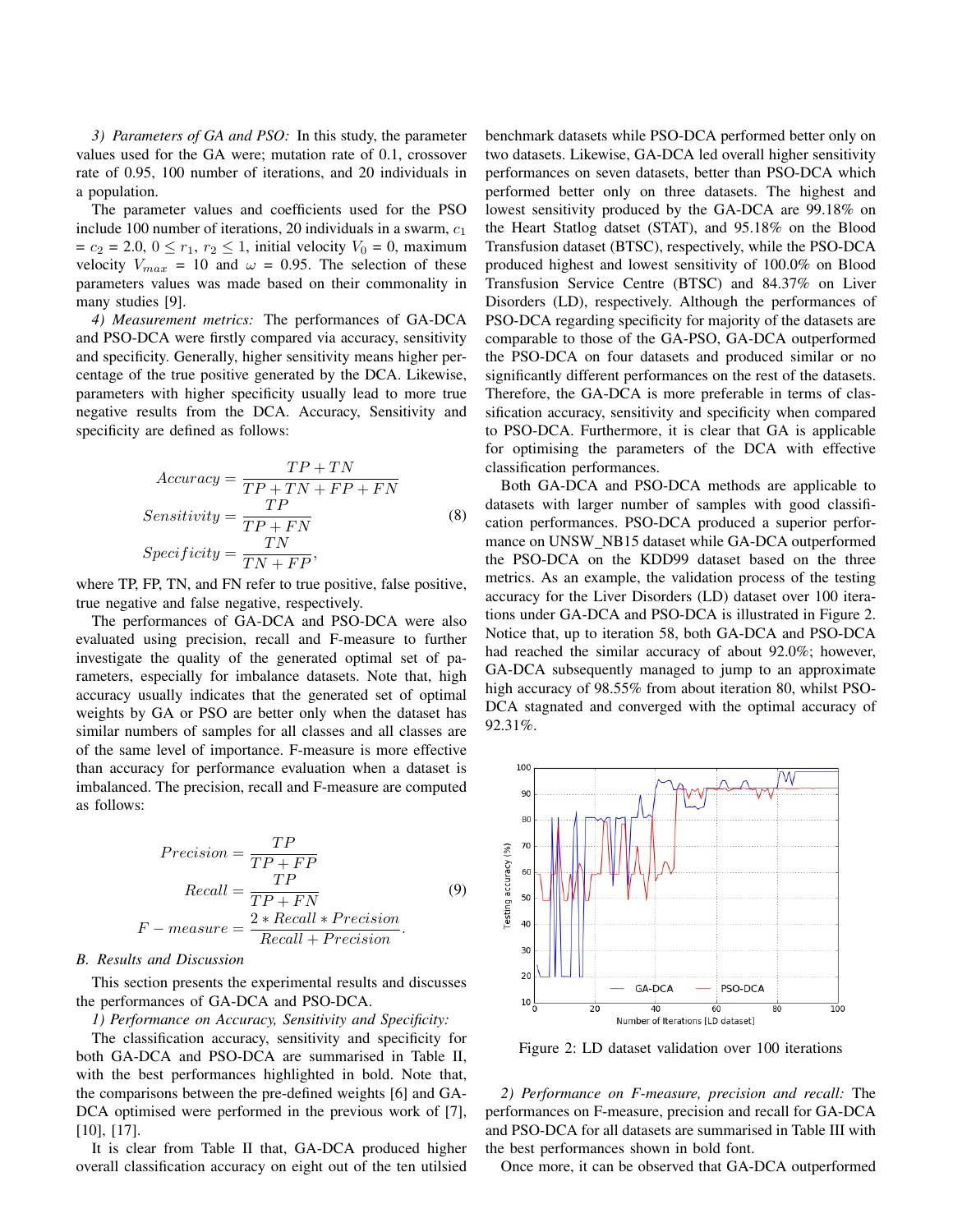*3) Parameters of GA and PSO:* In this study, the parameter values used for the GA were; mutation rate of 0.1, crossover rate of 0.95, 100 number of iterations, and 20 individuals in a population.

The parameter values and coefficients used for the PSO include 100 number of iterations, 20 individuals in a swarm, $c_1 = c_2 = 2.0$, $0 \leq r_1, r_2 \leq 1$, initial velocity $V_0 = 0$, maximum velocity $V_{max} = 10$ and $\omega = 0.95$. The selection of these parameters values was made based on their commonality in many studies [9].

*4) Measurement metrics:* The performances of GA-DCA and PSO-DCA were firstly compared via accuracy, sensitivity and specificity. Generally, higher sensitivity means higher percentage of the true positive generated by the DCA. Likewise, parameters with higher specificity usually lead to more true negative results from the DCA. Accuracy, Sensitivity and specificity are defined as follows:

$$
\begin{aligned}
Accuracy &= \frac{TP + TN}{TP + TN + FP + FN} \\
Sensitivity &= \frac{TP}{TP + FN} \\
Specificity &= \frac{TN}{TN + FP},
\end{aligned} \tag{8}
$$

where TP, FP, TN, and FN refer to true positive, false positive, true negative and false negative, respectively.

The performances of GA-DCA and PSO-DCA were also evaluated using precision, recall and F-measure to further investigate the quality of the generated optimal set of parameters, especially for imbalance datasets. Note that, high accuracy usually indicates that the generated set of optimal weights by GA or PSO are better only when the dataset has similar numbers of samples for all classes and all classes are of the same level of importance. F-measure is more effective than accuracy for performance evaluation when a dataset is imbalanced. The precision, recall and F-measure are computed as follows:

$$
\begin{aligned}
Precision &= \frac{TP}{TP + FP} \\
Recall &= \frac{TP}{TP + FN} \\
F-measure &= \frac{2 * Recall * Precision}{Recall + Precision}.
\end{aligned} \tag{9}
$$

### *B. Results and Discussion*

This section presents the experimental results and discusses the performances of GA-DCA and PSO-DCA.

*1) Performance on Accuracy, Sensitivity and Specificity:* The classification accuracy, sensitivity and specificity for both GA-DCA and PSO-DCA are summarised in Table II, with the best performances highlighted in bold. Note that, the comparisons between the pre-defined weights [6] and GA-DCA optimised were performed in the previous work of [7], [10], [17].

It is clear from Table II that, GA-DCA produced higher overall classification accuracy on eight out of the ten utilsied benchmark datasets while PSO-DCA performed better only on two datasets. Likewise, GA-DCA led overall higher sensitivity performances on seven datasets, better than PSO-DCA which performed better only on three datasets. The highest and lowest sensitivity produced by the GA-DCA are 99.18% on the Heart Statlog datset (STAT), and 95.18% on the Blood Transfusion dataset (BTSC), respectively, while the PSO-DCA produced highest and lowest sensitivity of 100.0% on Blood Transfusion Service Centre (BTSC) and 84.37% on Liver Disorders (LD), respectively. Although the performances of PSO-DCA regarding specificity for majority of the datasets are comparable to those of the GA-PSO, GA-DCA outperformed the PSO-DCA on four datasets and produced similar or no significantly different performances on the rest of the datasets. Therefore, the GA-DCA is more preferable in terms of classification accuracy, sensitivity and specificity when compared to PSO-DCA. Furthermore, it is clear that GA is applicable for optimising the parameters of the DCA with effective classification performances.

Both GA-DCA and PSO-DCA methods are applicable to datasets with larger number of samples with good classification performances. PSO-DCA produced a superior performance on UNSW_NB15 dataset while GA-DCA outperformed the PSO-DCA on the KDD99 dataset based on the three metrics. As an example, the validation process of the testing accuracy for the Liver Disorders (LD) dataset over 100 iterations under GA-DCA and PSO-DCA is illustrated in Figure 2. Notice that, up to iteration 58, both GA-DCA and PSO-DCA had reached the similar accuracy of about 92.0%; however, GA-DCA subsequently managed to jump to an approximate high accuracy of 98.55% from about iteration 80, whilst PSO-DCA stagnated and converged with the optimal accuracy of 92.31%.

Testing accuracy (%)
100
90
80
70
60
50
40
30
20
10
0
20
40
60
80
100
Number of Iterations [LD dataset]
GA-DCA
PSO-DCA

Figure 2: LD dataset validation over 100 iterations

*2) Performance on F-measure, precision and recall:* The performances on F-measure, precision and recall for GA-DCA and PSO-DCA for all datasets are summarised in Table III with the best performances shown in bold font.

Once more, it can be observed that GA-DCA outperformed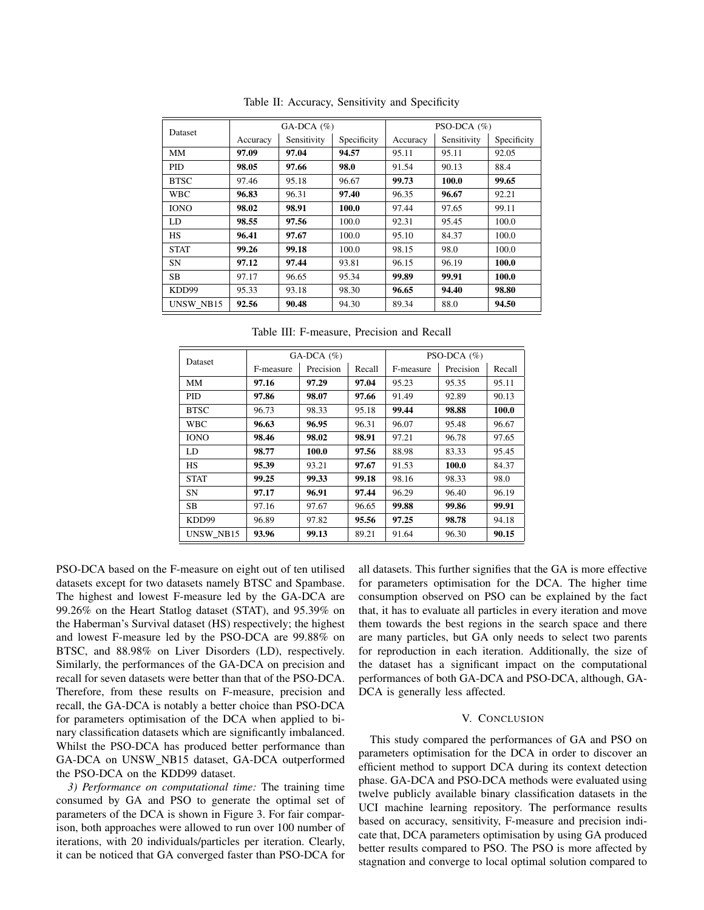Table II: Accuracy, Sensitivity and Specificity

| Dataset | GA-DCA (%) | | | PSO-DCA (%) | | |
|---|---|---|---|---|---|---|
| | Accuracy | Sensitivity | Specificity | Accuracy | Sensitivity | Specificity |
| MM | **97.09** | **97.04** | **94.57** | 95.11 | 95.11 | 92.05 |
| PID | **98.05** | **97.66** | **98.0** | 91.54 | 90.13 | 88.4 |
| BTSC | 97.46 | 95.18 | 96.67 | **99.73** | **100.0** | **99.65** |
| WBC | **96.83** | 96.31 | **97.40** | 96.35 | **96.67** | 92.21 |
| IONO | **98.02** | **98.91** | **100.0** | 97.44 | 97.65 | 99.11 |
| LD | **98.55** | **97.56** | 100.0 | 92.31 | 95.45 | 100.0 |
| HS | **96.41** | **97.67** | 100.0 | 95.10 | 84.37 | 100.0 |
| STAT | **99.26** | **99.18** | 100.0 | 98.15 | 98.0 | 100.0 |
| SN | **97.12** | **97.44** | 93.81 | 96.15 | 96.19 | **100.0** |
| SB | 97.17 | 96.65 | 95.34 | **99.89** | **99.91** | **100.0** |
| KDD99 | 95.33 | 93.18 | 98.30 | **96.65** | **94.40** | **98.80** |
| UNSW_NB15 | **92.56** | **90.48** | 94.30 | 89.34 | 88.0 | **94.50** |

Table III: F-measure, Precision and Recall

| Dataset | GA-DCA (%) | | | PSO-DCA (%) | | |
|---|---|---|---|---|---|---|
| | F-measure | Precision | Recall | F-measure | Precision | Recall |
| MM | **97.16** | **97.29** | **97.04** | 95.23 | 95.35 | 95.11 |
| PID | **97.86** | **98.07** | **97.66** | 91.49 | 92.89 | 90.13 |
| BTSC | 96.73 | 98.33 | 95.18 | **99.44** | **98.88** | **100.0** |
| WBC | **96.63** | **96.95** | 96.31 | 96.07 | 95.48 | 96.67 |
| IONO | **98.46** | **98.02** | **98.91** | 97.21 | 96.78 | 97.65 |
| LD | **98.77** | **100.0** | **97.56** | 88.98 | 83.33 | 95.45 |
| HS | **95.39** | 93.21 | **97.67** | 91.53 | **100.0** | 84.37 |
| STAT | **99.25** | **99.33** | **99.18** | 98.16 | 98.33 | 98.0 |
| SN | **97.17** | **96.91** | **97.44** | 96.29 | 96.40 | 96.19 |
| SB | 97.16 | 97.67 | 96.65 | **99.88** | **99.86** | **99.91** |
| KDD99 | 96.89 | 97.82 | **95.56** | **97.25** | **98.78** | 94.18 |
| UNSW_NB15 | **93.96** | **99.13** | 89.21 | 91.64 | 96.30 | **90.15** |

PSO-DCA based on the F-measure on eight out of ten utilised datasets except for two datasets namely BTSC and Spambase. The highest and lowest F-measure led by the GA-DCA are 99.26% on the Heart Statlog dataset (STAT), and 95.39% on the Haberman's Survival dataset (HS) respectively; the highest and lowest F-measure led by the PSO-DCA are 99.88% on BTSC, and 88.98% on Liver Disorders (LD), respectively. Similarly, the performances of the GA-DCA on precision and recall for seven datasets were better than that of the PSO-DCA. Therefore, from these results on F-measure, precision and recall, the GA-DCA is notably a better choice than PSO-DCA for parameters optimisation of the DCA when applied to binary classification datasets which are significantly imbalanced. Whilst the PSO-DCA has produced better performance than GA-DCA on UNSW_NB15 dataset, GA-DCA outperformed the PSO-DCA on the KDD99 dataset.

*3) Performance on computational time:* The training time consumed by GA and PSO to generate the optimal set of parameters of the DCA is shown in Figure 3. For fair comparison, both approaches were allowed to run over 100 number of iterations, with 20 individuals/particles per iteration. Clearly, it can be noticed that GA converged faster than PSO-DCA for all datasets. This further signifies that the GA is more effective for parameters optimisation for the DCA. The higher time consumption observed on PSO can be explained by the fact that, it has to evaluate all particles in every iteration and move them towards the best regions in the search space and there are many particles, but GA only needs to select two parents for reproduction in each iteration. Additionally, the size of the dataset has a significant impact on the computational performances of both GA-DCA and PSO-DCA, although, GA-DCA is generally less affected.

## V. Conclusion

This study compared the performances of GA and PSO on parameters optimisation for the DCA in order to discover an efficient method to support DCA during its context detection phase. GA-DCA and PSO-DCA methods were evaluated using twelve publicly available binary classification datasets in the UCI machine learning repository. The performance results based on accuracy, sensitivity, F-measure and precision indicate that, DCA parameters optimisation by using GA produced better results compared to PSO. The PSO is more affected by stagnation and converge to local optimal solution compared to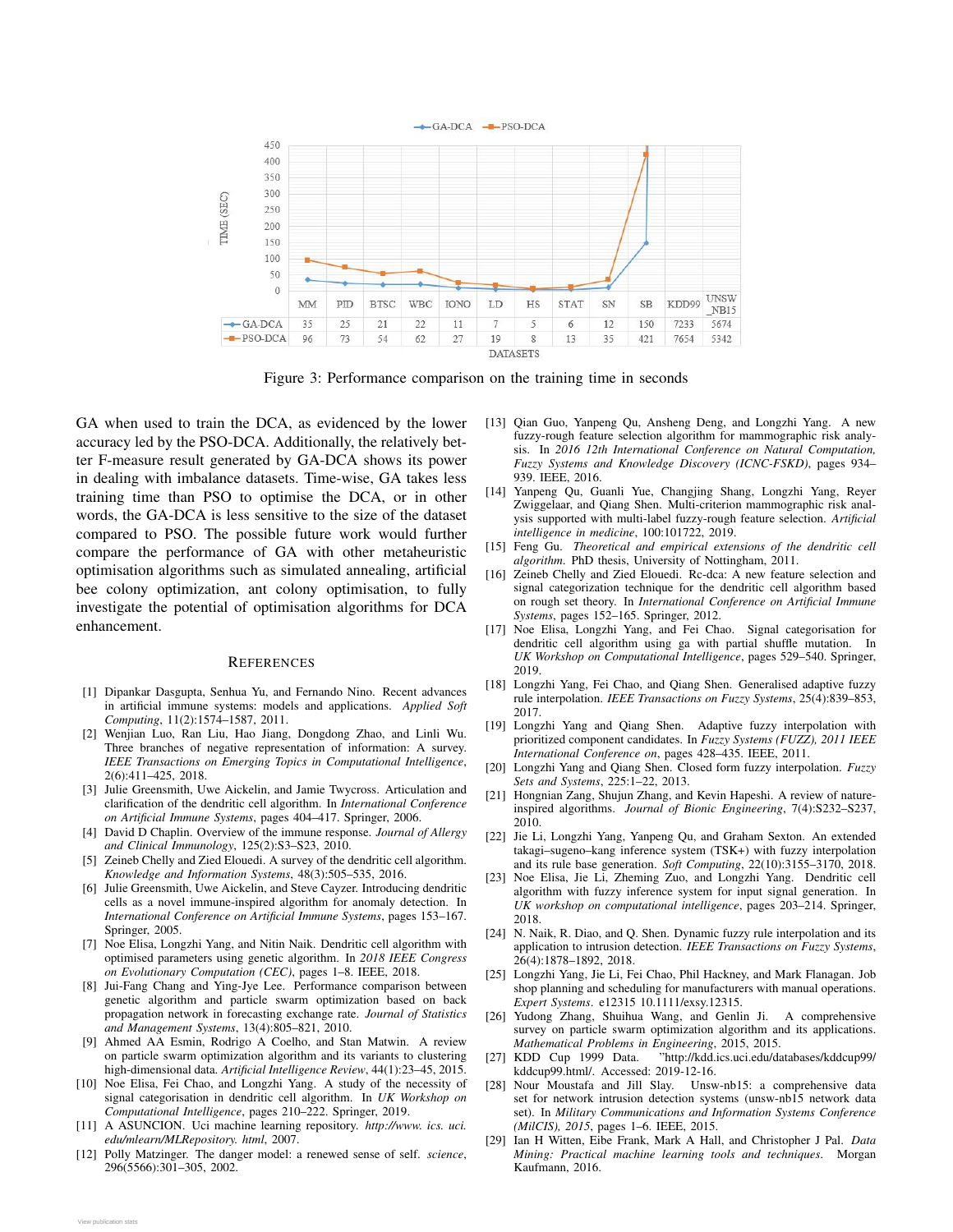GA-DCA PSO-DCA

450
400
350
300
250
200
150
100
50
0

TIME (SEC)

MM PID BTSC WBC IONO LD HS STAT SN SB KDD99 UNSW_NB15

GA-DCA 35 25 21 22 11 7 5 6 12 150 7233 5674

PSO-DCA 96 73 54 62 27 19 8 13 35 421 7654 5342

DATASETS

Figure 3: Performance comparison on the training time in seconds

GA when used to train the DCA, as evidenced by the lower accuracy led by the PSO-DCA. Additionally, the relatively better F-measure result generated by GA-DCA shows its power in dealing with imbalance datasets. Time-wise, GA takes less training time than PSO to optimise the DCA, or in other words, the GA-DCA is less sensitive to the size of the dataset compared to PSO. The possible future work would further compare the performance of GA with other metaheuristic optimisation algorithms such as simulated annealing, artificial bee colony optimization, ant colony optimisation, to fully investigate the potential of optimisation algorithms for DCA enhancement.

## References

[1] Dipankar Dasgupta, Senhua Yu, and Fernando Nino. Recent advances in artificial immune systems: models and applications. *Applied Soft Computing*, 11(2):1574–1587, 2011.

[2] Wenjian Luo, Ran Liu, Hao Jiang, Dongdong Zhao, and Linli Wu. Three branches of negative representation of information: A survey. *IEEE Transactions on Emerging Topics in Computational Intelligence*, 2(6):411–425, 2018.

[3] Julie Greensmith, Uwe Aickelin, and Jamie Twycross. Articulation and clarification of the dendritic cell algorithm. In *International Conference on Artificial Immune Systems*, pages 404–417. Springer, 2006.

[4] David D Chaplin. Overview of the immune response. *Journal of Allergy and Clinical Immunology*, 125(2):S3–S23, 2010.

[5] Zeineb Chelly and Zied Elouedi. A survey of the dendritic cell algorithm. *Knowledge and Information Systems*, 48(3):505–535, 2016.

[6] Julie Greensmith, Uwe Aickelin, and Steve Cayzer. Introducing dendritic cells as a novel immune-inspired algorithm for anomaly detection. In *International Conference on Artificial Immune Systems*, pages 153–167. Springer, 2005.

[7] Noe Elisa, Longzhi Yang, and Nitin Naik. Dendritic cell algorithm with optimised parameters using genetic algorithm. In *2018 IEEE Congress on Evolutionary Computation (CEC)*, pages 1–8. IEEE, 2018.

[8] Jui-Fang Chang and Ying-Jye Lee. Performance comparison between genetic algorithm and particle swarm optimization based on back propagation network in forecasting exchange rate. *Journal of Statistics and Management Systems*, 13(4):805–821, 2010.

[9] Ahmed AA Esmin, Rodrigo A Coelho, and Stan Matwin. A review on particle swarm optimization algorithm and its variants to clustering high-dimensional data. *Artificial Intelligence Review*, 44(1):23–45, 2015.

[10] Noe Elisa, Fei Chao, and Longzhi Yang. A study of the necessity of signal categorisation in dendritic cell algorithm. In *UK Workshop on Computational Intelligence*, pages 210–222. Springer, 2019.

[11] A ASUNCION. Uci machine learning repository. *http://www. ics. uci. edu/mlearn/MLRepository. html*, 2007.

[12] Polly Matzinger. The danger model: a renewed sense of self. *science*, 296(5566):301–305, 2002.

[13] Qian Guo, Yanpeng Qu, Ansheng Deng, and Longzhi Yang. A new fuzzy-rough feature selection algorithm for mammographic risk analysis. In *2016 12th International Conference on Natural Computation, Fuzzy Systems and Knowledge Discovery (ICNC-FSKD)*, pages 934–939. IEEE, 2016.

[14] Yanpeng Qu, Guanli Yue, Changjing Shang, Longzhi Yang, Reyer Zwiggelaar, and Qiang Shen. Multi-criterion mammographic risk analysis supported with multi-label fuzzy-rough feature selection. *Artificial intelligence in medicine*, 100:101722, 2019.

[15] Feng Gu. *Theoretical and empirical extensions of the dendritic cell algorithm*. PhD thesis, University of Nottingham, 2011.

[16] Zeineb Chelly and Zied Elouedi. Rc-dca: A new feature selection and signal categorization technique for the dendritic cell algorithm based on rough set theory. In *International Conference on Artificial Immune Systems*, pages 152–165. Springer, 2012.

[17] Noe Elisa, Longzhi Yang, and Fei Chao. Signal categorisation for dendritic cell algorithm using ga with partial shuffle mutation. In *UK Workshop on Computational Intelligence*, pages 529–540. Springer, 2019.

[18] Longzhi Yang, Fei Chao, and Qiang Shen. Generalised adaptive fuzzy rule interpolation. *IEEE Transactions on Fuzzy Systems*, 25(4):839–853, 2017.

[19] Longzhi Yang and Qiang Shen. Adaptive fuzzy interpolation with prioritized component candidates. In *Fuzzy Systems (FUZZ), 2011 IEEE International Conference on*, pages 428–435. IEEE, 2011.

[20] Longzhi Yang and Qiang Shen. Closed form fuzzy interpolation. *Fuzzy Sets and Systems*, 225:1–22, 2013.

[21] Hongnian Zang, Shujun Zhang, and Kevin Hapeshi. A review of nature-inspired algorithms. *Journal of Bionic Engineering*, 7(4):S232–S237, 2010.

[22] Jie Li, Longzhi Yang, Yanpeng Qu, and Graham Sexton. An extended takagi–sugeno–kang inference system (TSK+) with fuzzy interpolation and its rule base generation. *Soft Computing*, 22(10):3155–3170, 2018.

[23] Noe Elisa, Jie Li, Zheming Zuo, and Longzhi Yang. Dendritic cell algorithm with fuzzy inference system for input signal generation. In *UK workshop on computational intelligence*, pages 203–214. Springer, 2018.

[24] N. Naik, R. Diao, and Q. Shen. Dynamic fuzzy rule interpolation and its application to intrusion detection. *IEEE Transactions on Fuzzy Systems*, 26(4):1878–1892, 2018.

[25] Longzhi Yang, Jie Li, Fei Chao, Phil Hackney, and Mark Flanagan. Job shop planning and scheduling for manufacturers with manual operations. *Expert Systems*. e12315 10.1111/exsy.12315.

[26] Yudong Zhang, Shuihua Wang, and Genlin Ji. A comprehensive survey on particle swarm optimization algorithm and its applications. *Mathematical Problems in Engineering*, 2015, 2015.

[27] KDD Cup 1999 Data. "http://kdd.ics.uci.edu/databases/kddcup99/kddcup99.html/. Accessed: 2019-12-16.

[28] Nour Moustafa and Jill Slay. Unsw-nb15: a comprehensive data set for network intrusion detection systems (unsw-nb15 network data set). In *Military Communications and Information Systems Conference (MilCIS), 2015*, pages 1–6. IEEE, 2015.

[29] Ian H Witten, Eibe Frank, Mark A Hall, and Christopher J Pal. *Data Mining: Practical machine learning tools and techniques*. Morgan Kaufmann, 2016.